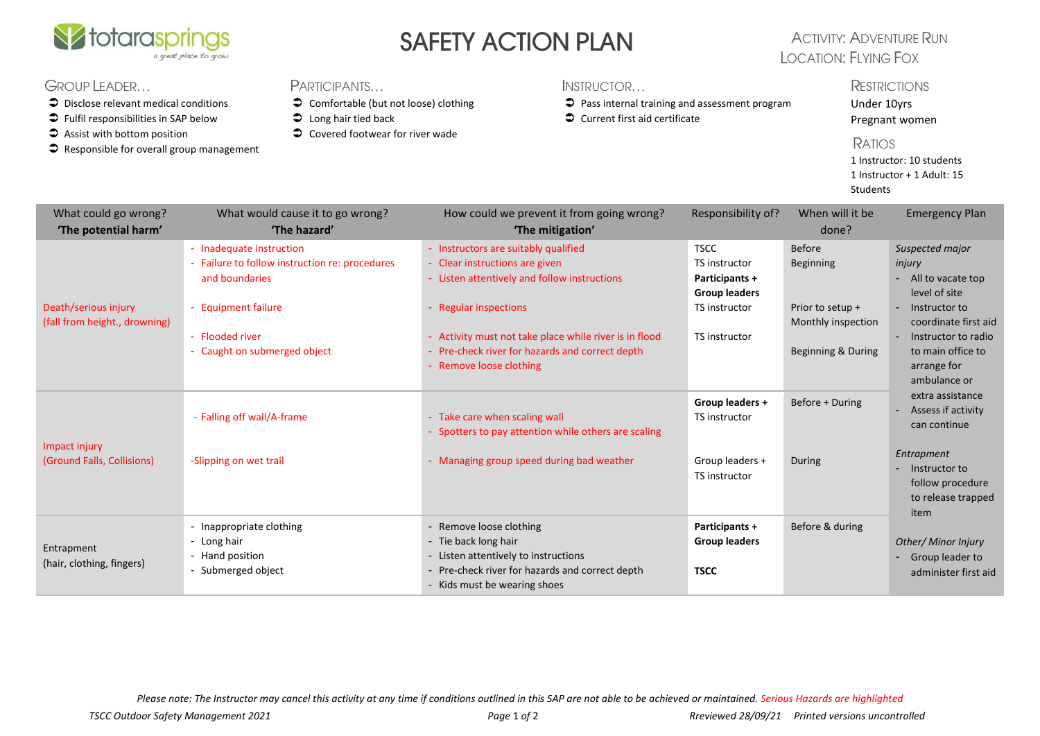totarasprings
*a great place to grow*

# SAFETY ACTION PLAN

ACTIVITY: ADVENTURE RUN
LOCATION: FLYING FOX

## GROUP LEADER…

- Disclose relevant medical conditions
- Fulfil responsibilities in SAP below
- Assist with bottom position
- Responsible for overall group management

## PARTICIPANTS…

- Comfortable (but not loose) clothing
- Long hair tied back
- Covered footwear for river wade

## INSTRUCTOR…

- Pass internal training and assessment program
- Current first aid certificate

## RESTRICTIONS

Under 10yrs
Pregnant women

## RATIOS

1 Instructor: 10 students
1 Instructor + 1 Adult: 15 Students

| What could go wrong? **'The potential harm'** | What would cause it to go wrong? **'The hazard'** | How could we prevent it from going wrong? **'The mitigation'** | Responsibility of? | When will it be done? | Emergency Plan |
|---|---|---|---|---|---|
| Death/serious injury (fall from height., drowning) | - Inadequate instruction<br>- Failure to follow instruction re: procedures and boundaries<br><br>- Equipment failure<br><br>- Flooded river<br>- Caught on submerged object | - Instructors are suitably qualified<br>- Clear instructions are given<br>- Listen attentively and follow instructions<br><br>- Regular inspections<br><br>- Activity must not take place while river is in flood<br>- Pre-check river for hazards and correct depth<br>- Remove loose clothing | TSCC<br>TS instructor<br>**Participants + Group leaders**<br>TS instructor<br><br>TS instructor | Before<br>Beginning<br><br>Prior to setup + Monthly inspection<br><br>Beginning & During | *Suspected major injury*<br>- All to vacate top level of site<br>- Instructor to coordinate first aid<br>- Instructor to radio to main office to arrange for ambulance or extra assistance<br>- Assess if activity can continue<br><br>*Entrapment*<br>- Instructor to follow procedure to release trapped item<br><br>*Other/ Minor Injury*<br>- Group leader to administer first aid |
| Impact injury (Ground Falls, Collisions) | - Falling off wall/A-frame<br><br>-Slipping on wet trail | - Take care when scaling wall<br>- Spotters to pay attention while others are scaling<br><br>- Managing group speed during bad weather | **Group leaders +** TS instructor<br><br>Group leaders + TS instructor | Before + During<br><br>During | |
| Entrapment (hair, clothing, fingers) | - Inappropriate clothing<br>- Long hair<br>- Hand position<br>- Submerged object | - Remove loose clothing<br>- Tie back long hair<br>- Listen attentively to instructions<br>- Pre-check river for hazards and correct depth<br>- Kids must be wearing shoes | **Participants + Group leaders**<br><br>**TSCC** | Before & during | |

*Please note: The Instructor may cancel this activity at any time if conditions outlined in this SAP are not able to be achieved or maintained. Serious Hazards are highlighted*

*TSCC Outdoor Safety Management 2021* — *Reviewed 28/09/21* — *Printed versions uncontrolled*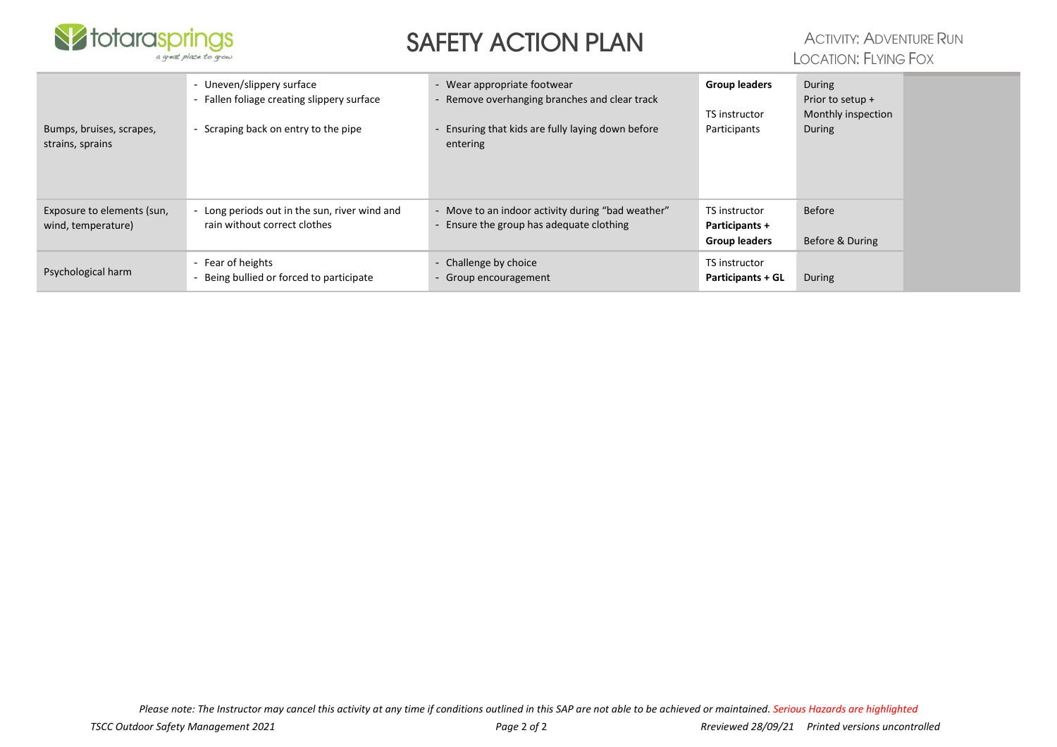# SAFETY ACTION PLAN

ACTIVITY: ADVENTURE RUN
LOCATION: FLYING FOX

| | | | | | |
|---|---|---|---|---|---|
| Bumps, bruises, scrapes, strains, sprains | - Uneven/slippery surface<br>- Fallen foliage creating slippery surface<br>- Scraping back on entry to the pipe | - Wear appropriate footwear<br>- Remove overhanging branches and clear track<br>- Ensuring that kids are fully laying down before entering | **Group leaders**<br>TS instructor<br>Participants | During<br>Prior to setup + Monthly inspection<br>During | |
| Exposure to elements (sun, wind, temperature) | - Long periods out in the sun, river wind and rain without correct clothes | - Move to an indoor activity during "bad weather"<br>- Ensure the group has adequate clothing | TS instructor<br>**Participants + Group leaders** | Before<br>Before & During | |
| Psychological harm | - Fear of heights<br>- Being bullied or forced to participate | - Challenge by choice<br>- Group encouragement | TS instructor<br>**Participants + GL** | During | |

*Please note: The Instructor may cancel this activity at any time if conditions outlined in this SAP are not able to be achieved or maintained. Serious Hazards are highlighted*

*TSCC Outdoor Safety Management 2021* *Rreviewed 28/09/21 Printed versions uncontrolled*